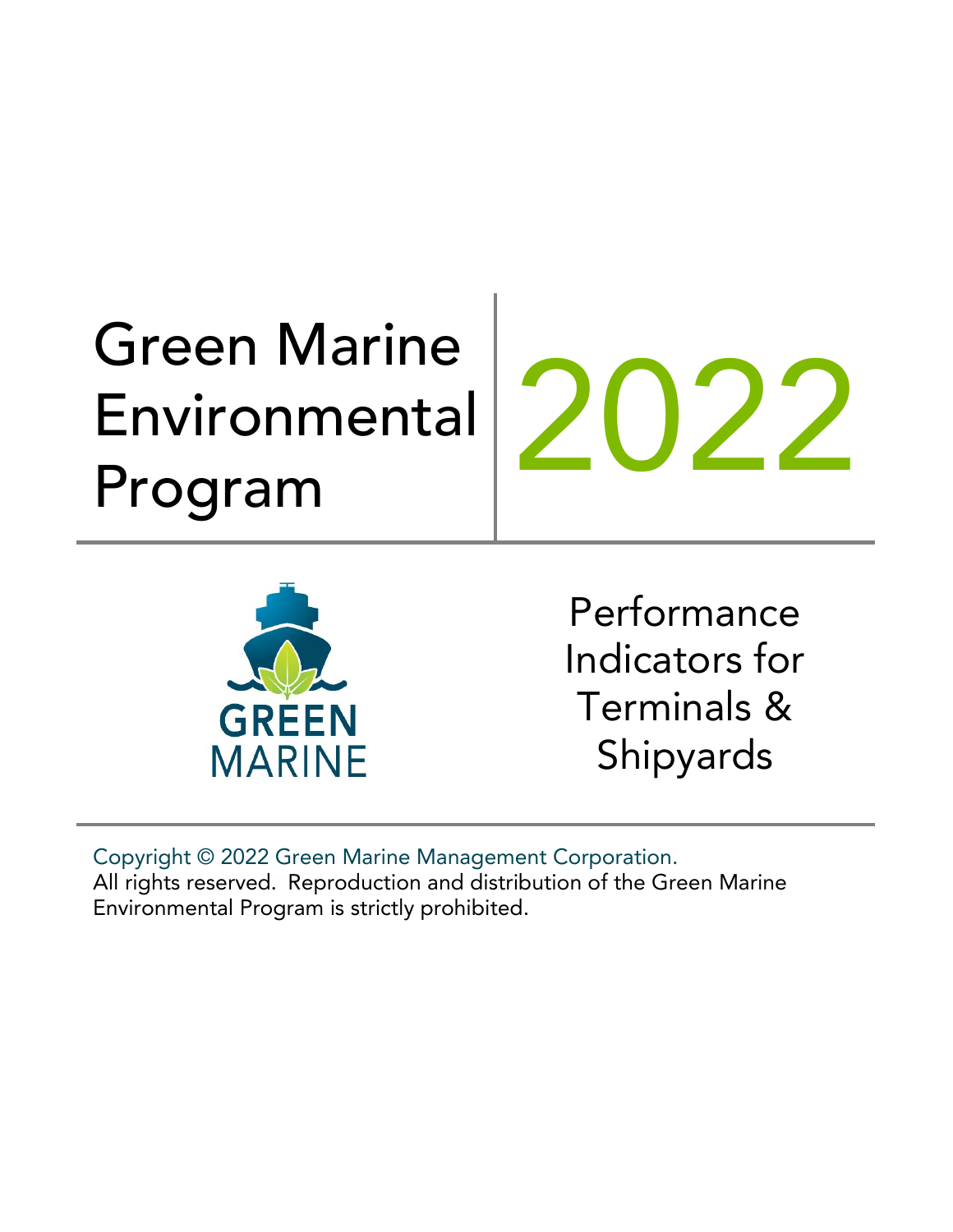# Green Marine Environmental Program 2022

GREEN MARINE

## Performance Indicators for Terminals & Shipyards

Copyright © 2022 Green Marine Management Corporation.
All rights reserved. Reproduction and distribution of the Green Marine Environmental Program is strictly prohibited.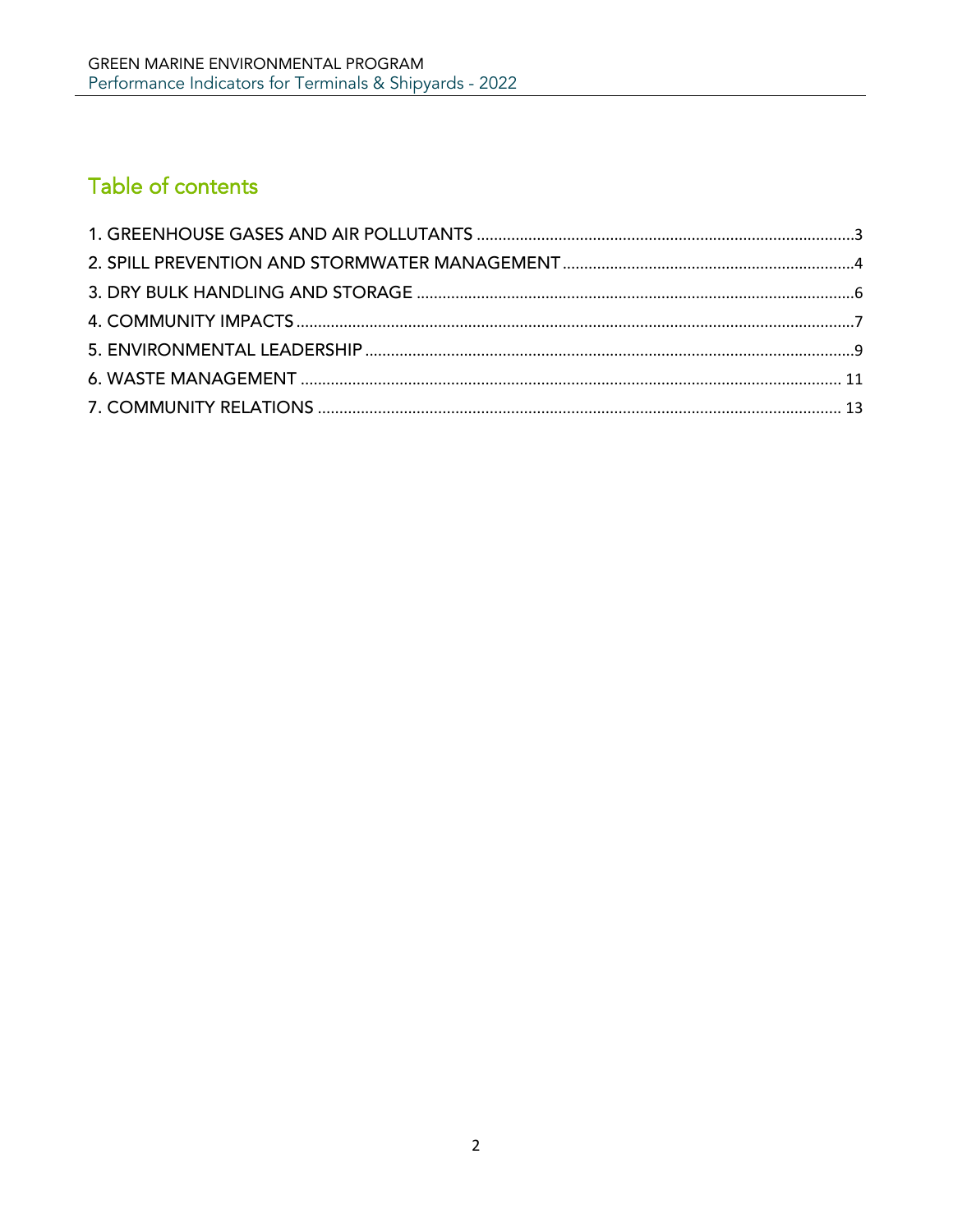# Table of contents

1. GREENHOUSE GASES AND AIR POLLUTANTS ....................................................................................... 3
2. SPILL PREVENTION AND STORMWATER MANAGEMENT ................................................................... 4
3. DRY BULK HANDLING AND STORAGE .................................................................................................... 6
4. COMMUNITY IMPACTS ............................................................................................................................. 7
5. ENVIRONMENTAL LEADERSHIP ............................................................................................................... 9
6. WASTE MANAGEMENT ........................................................................................................................... 11
7. COMMUNITY RELATIONS ....................................................................................................................... 13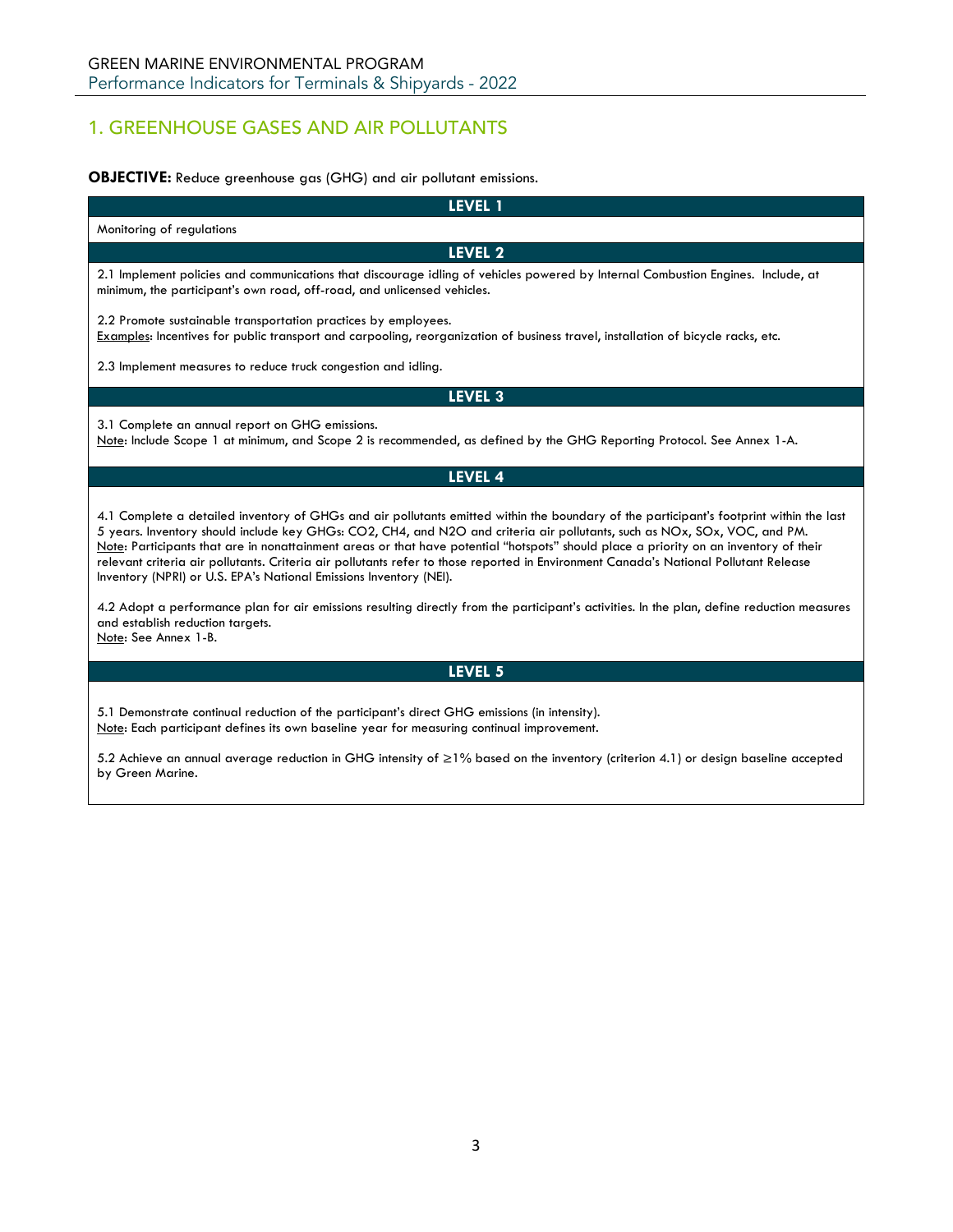## 1. GREENHOUSE GASES AND AIR POLLUTANTS

**OBJECTIVE:** Reduce greenhouse gas (GHG) and air pollutant emissions.

### LEVEL 1

Monitoring of regulations

### LEVEL 2

2.1 Implement policies and communications that discourage idling of vehicles powered by Internal Combustion Engines. Include, at minimum, the participant's own road, off-road, and unlicensed vehicles.

2.2 Promote sustainable transportation practices by employees.
Examples: Incentives for public transport and carpooling, reorganization of business travel, installation of bicycle racks, etc.

2.3 Implement measures to reduce truck congestion and idling.

### LEVEL 3

3.1 Complete an annual report on GHG emissions.
Note: Include Scope 1 at minimum, and Scope 2 is recommended, as defined by the GHG Reporting Protocol. See Annex 1-A.

### LEVEL 4

4.1 Complete a detailed inventory of GHGs and air pollutants emitted within the boundary of the participant's footprint within the last 5 years. Inventory should include key GHGs: $CO_2$, $CH_4$, and $N_2O$ and criteria air pollutants, such as $NO_x$, $SO_x$, VOC, and PM.
Note: Participants that are in nonattainment areas or that have potential "hotspots" should place a priority on an inventory of their relevant criteria air pollutants. Criteria air pollutants refer to those reported in Environment Canada's National Pollutant Release Inventory (NPRI) or U.S. EPA's National Emissions Inventory (NEI).

4.2 Adopt a performance plan for air emissions resulting directly from the participant's activities. In the plan, define reduction measures and establish reduction targets.
Note: See Annex 1-B.

### LEVEL 5

5.1 Demonstrate continual reduction of the participant's direct GHG emissions (in intensity).
Note: Each participant defines its own baseline year for measuring continual improvement.

5.2 Achieve an annual average reduction in GHG intensity of $\geq 1\%$ based on the inventory (criterion 4.1) or design baseline accepted by Green Marine.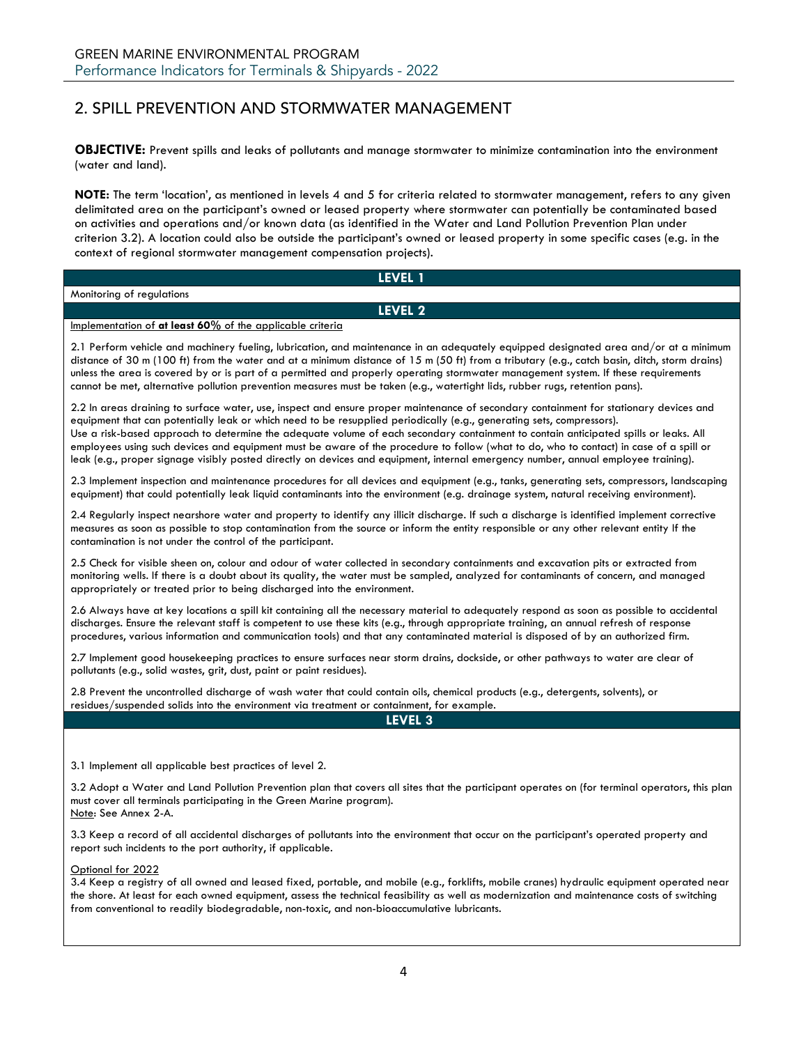## 2. SPILL PREVENTION AND STORMWATER MANAGEMENT

**OBJECTIVE:** Prevent spills and leaks of pollutants and manage stormwater to minimize contamination into the environment (water and land).

**NOTE:** The term 'location', as mentioned in levels 4 and 5 for criteria related to stormwater management, refers to any given delimitated area on the participant's owned or leased property where stormwater can potentially be contaminated based on activities and operations and/or known data (as identified in the Water and Land Pollution Prevention Plan under criterion 3.2). A location could also be outside the participant's owned or leased property in some specific cases (e.g. in the context of regional stormwater management compensation projects).

### LEVEL 1

Monitoring of regulations

### LEVEL 2

Implementation of **at least 60%** of the applicable criteria

2.1 Perform vehicle and machinery fueling, lubrication, and maintenance in an adequately equipped designated area and/or at a minimum distance of 30 m (100 ft) from the water and at a minimum distance of 15 m (50 ft) from a tributary (e.g., catch basin, ditch, storm drains) unless the area is covered by or is part of a permitted and properly operating stormwater management system. If these requirements cannot be met, alternative pollution prevention measures must be taken (e.g., watertight lids, rubber rugs, retention pans).

2.2 In areas draining to surface water, use, inspect and ensure proper maintenance of secondary containment for stationary devices and equipment that can potentially leak or which need to be resupplied periodically (e.g., generating sets, compressors). Use a risk-based approach to determine the adequate volume of each secondary containment to contain anticipated spills or leaks. All employees using such devices and equipment must be aware of the procedure to follow (what to do, who to contact) in case of a spill or leak (e.g., proper signage visibly posted directly on devices and equipment, internal emergency number, annual employee training).

2.3 Implement inspection and maintenance procedures for all devices and equipment (e.g., tanks, generating sets, compressors, landscaping equipment) that could potentially leak liquid contaminants into the environment (e.g. drainage system, natural receiving environment).

2.4 Regularly inspect nearshore water and property to identify any illicit discharge. If such a discharge is identified implement corrective measures as soon as possible to stop contamination from the source or inform the entity responsible or any other relevant entity If the contamination is not under the control of the participant.

2.5 Check for visible sheen on, colour and odour of water collected in secondary containments and excavation pits or extracted from monitoring wells. If there is a doubt about its quality, the water must be sampled, analyzed for contaminants of concern, and managed appropriately or treated prior to being discharged into the environment.

2.6 Always have at key locations a spill kit containing all the necessary material to adequately respond as soon as possible to accidental discharges. Ensure the relevant staff is competent to use these kits (e.g., through appropriate training, an annual refresh of response procedures, various information and communication tools) and that any contaminated material is disposed of by an authorized firm.

2.7 Implement good housekeeping practices to ensure surfaces near storm drains, dockside, or other pathways to water are clear of pollutants (e.g., solid wastes, grit, dust, paint or paint residues).

2.8 Prevent the uncontrolled discharge of wash water that could contain oils, chemical products (e.g., detergents, solvents), or residues/suspended solids into the environment via treatment or containment, for example.

### LEVEL 3

3.1 Implement all applicable best practices of level 2.

3.2 Adopt a Water and Land Pollution Prevention plan that covers all sites that the participant operates on (for terminal operators, this plan must cover all terminals participating in the Green Marine program).
Note: See Annex 2-A.

3.3 Keep a record of all accidental discharges of pollutants into the environment that occur on the participant's operated property and report such incidents to the port authority, if applicable.

Optional for 2022
3.4 Keep a registry of all owned and leased fixed, portable, and mobile (e.g., forklifts, mobile cranes) hydraulic equipment operated near the shore. At least for each owned equipment, assess the technical feasibility as well as modernization and maintenance costs of switching from conventional to readily biodegradable, non-toxic, and non-bioaccumulative lubricants.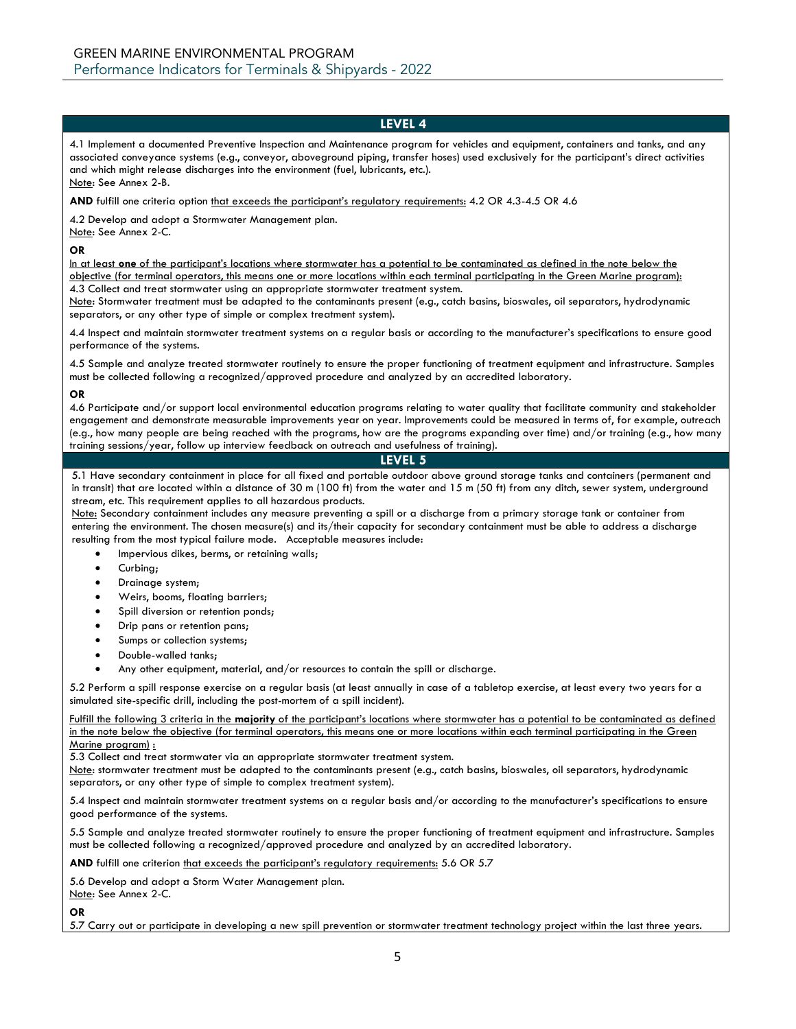## LEVEL 4

4.1 Implement a documented Preventive Inspection and Maintenance program for vehicles and equipment, containers and tanks, and any associated conveyance systems (e.g., conveyor, aboveground piping, transfer hoses) used exclusively for the participant's direct activities and which might release discharges into the environment (fuel, lubricants, etc.).
Note: See Annex 2-B.

**AND** fulfill one criteria option that exceeds the participant's regulatory requirements: 4.2 OR 4.3-4.5 OR 4.6

4.2 Develop and adopt a Stormwater Management plan.
Note: See Annex 2-C.

**OR**

In at least **one** of the participant's locations where stormwater has a potential to be contaminated as defined in the note below the objective (for terminal operators, this means one or more locations within each terminal participating in the Green Marine program):
4.3 Collect and treat stormwater using an appropriate stormwater treatment system.
Note: Stormwater treatment must be adapted to the contaminants present (e.g., catch basins, bioswales, oil separators, hydrodynamic separators, or any other type of simple or complex treatment system).

4.4 Inspect and maintain stormwater treatment systems on a regular basis or according to the manufacturer's specifications to ensure good performance of the systems.

4.5 Sample and analyze treated stormwater routinely to ensure the proper functioning of treatment equipment and infrastructure. Samples must be collected following a recognized/approved procedure and analyzed by an accredited laboratory.

**OR**

4.6 Participate and/or support local environmental education programs relating to water quality that facilitate community and stakeholder engagement and demonstrate measurable improvements year on year. Improvements could be measured in terms of, for example, outreach (e.g., how many people are being reached with the programs, how are the programs expanding over time) and/or training (e.g., how many training sessions/year, follow up interview feedback on outreach and usefulness of training).

## LEVEL 5

5.1 Have secondary containment in place for all fixed and portable outdoor above ground storage tanks and containers (permanent and in transit) that are located within a distance of 30 m (100 ft) from the water and 15 m (50 ft) from any ditch, sewer system, underground stream, etc. This requirement applies to all hazardous products.
Note: Secondary containment includes any measure preventing a spill or a discharge from a primary storage tank or container from entering the environment. The chosen measure(s) and its/their capacity for secondary containment must be able to address a discharge resulting from the most typical failure mode. Acceptable measures include:

- Impervious dikes, berms, or retaining walls;
- Curbing;
- Drainage system;
- Weirs, booms, floating barriers;
- Spill diversion or retention ponds;
- Drip pans or retention pans;
- Sumps or collection systems;
- Double-walled tanks;
- Any other equipment, material, and/or resources to contain the spill or discharge.

5.2 Perform a spill response exercise on a regular basis (at least annually in case of a tabletop exercise, at least every two years for a simulated site-specific drill, including the post-mortem of a spill incident).

Fulfill the following 3 criteria in the **majority** of the participant's locations where stormwater has a potential to be contaminated as defined in the note below the objective (for terminal operators, this means one or more locations within each terminal participating in the Green Marine program) :
5.3 Collect and treat stormwater via an appropriate stormwater treatment system.
Note: stormwater treatment must be adapted to the contaminants present (e.g., catch basins, bioswales, oil separators, hydrodynamic separators, or any other type of simple to complex treatment system).

5.4 Inspect and maintain stormwater treatment systems on a regular basis and/or according to the manufacturer's specifications to ensure good performance of the systems.

5.5 Sample and analyze treated stormwater routinely to ensure the proper functioning of treatment equipment and infrastructure. Samples must be collected following a recognized/approved procedure and analyzed by an accredited laboratory.

**AND** fulfill one criterion that exceeds the participant's regulatory requirements: 5.6 OR 5.7

5.6 Develop and adopt a Storm Water Management plan.
Note: See Annex 2-C.

**OR**

5.7 Carry out or participate in developing a new spill prevention or stormwater treatment technology project within the last three years.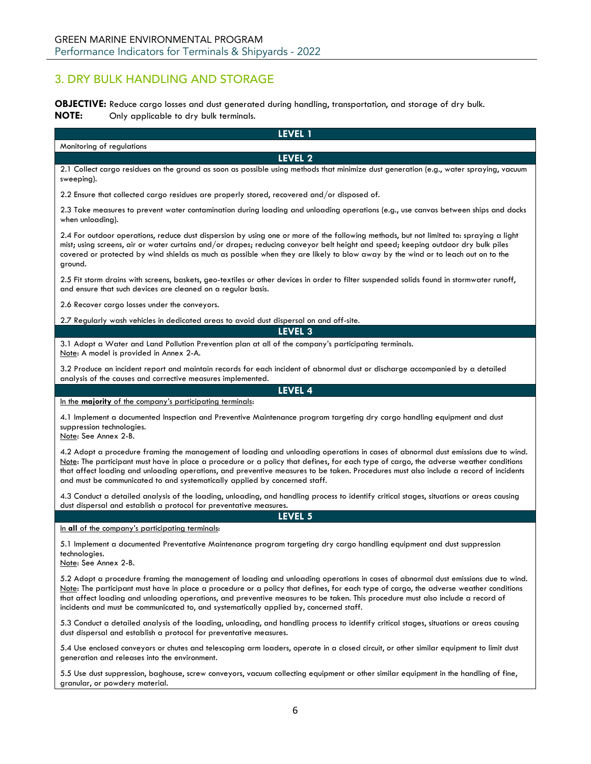## 3. DRY BULK HANDLING AND STORAGE

**OBJECTIVE:** Reduce cargo losses and dust generated during handling, transportation, and storage of dry bulk.
**NOTE:** Only applicable to dry bulk terminals.

### LEVEL 1

Monitoring of regulations

### LEVEL 2

2.1 Collect cargo residues on the ground as soon as possible using methods that minimize dust generation (e.g., water spraying, vacuum sweeping).

2.2 Ensure that collected cargo residues are properly stored, recovered and/or disposed of.

2.3 Take measures to prevent water contamination during loading and unloading operations (e.g., use canvas between ships and docks when unloading).

2.4 For outdoor operations, reduce dust dispersion by using one or more of the following methods, but not limited to: spraying a light mist; using screens, air or water curtains and/or drapes; reducing conveyor belt height and speed; keeping outdoor dry bulk piles covered or protected by wind shields as much as possible when they are likely to blow away by the wind or to leach out on to the ground.

2.5 Fit storm drains with screens, baskets, geo-textiles or other devices in order to filter suspended solids found in stormwater runoff, and ensure that such devices are cleaned on a regular basis.

2.6 Recover cargo losses under the conveyors.

2.7 Regularly wash vehicles in dedicated areas to avoid dust dispersal on and off-site.

### LEVEL 3

3.1 Adopt a Water and Land Pollution Prevention plan at all of the company's participating terminals.
Note: A model is provided in Annex 2-A.

3.2 Produce an incident report and maintain records for each incident of abnormal dust or discharge accompanied by a detailed analysis of the causes and corrective measures implemented.

### LEVEL 4

In the **majority** of the company's participating terminals:

4.1 Implement a documented Inspection and Preventive Maintenance program targeting dry cargo handling equipment and dust suppression technologies.
Note: See Annex 2-B.

4.2 Adopt a procedure framing the management of loading and unloading operations in cases of abnormal dust emissions due to wind.
Note: The participant must have in place a procedure or a policy that defines, for each type of cargo, the adverse weather conditions that affect loading and unloading operations, and preventive measures to be taken. Procedures must also include a record of incidents and must be communicated to and systematically applied by concerned staff.

4.3 Conduct a detailed analysis of the loading, unloading, and handling process to identify critical stages, situations or areas causing dust dispersal and establish a protocol for preventative measures.

### LEVEL 5

In **all** of the company's participating terminals:

5.1 Implement a documented Preventative Maintenance program targeting dry cargo handling equipment and dust suppression technologies.
Note: See Annex 2-B.

5.2 Adopt a procedure framing the management of loading and unloading operations in cases of abnormal dust emissions due to wind.
Note: The participant must have in place a procedure or a policy that defines, for each type of cargo, the adverse weather conditions that affect loading and unloading operations, and preventive measures to be taken. This procedure must also include a record of incidents and must be communicated to, and systematically applied by, concerned staff.

5.3 Conduct a detailed analysis of the loading, unloading, and handling process to identify critical stages, situations or areas causing dust dispersal and establish a protocol for preventative measures.

5.4 Use enclosed conveyors or chutes and telescoping arm loaders, operate in a closed circuit, or other similar equipment to limit dust generation and releases into the environment.

5.5 Use dust suppression, baghouse, screw conveyors, vacuum collecting equipment or other similar equipment in the handling of fine, granular, or powdery material.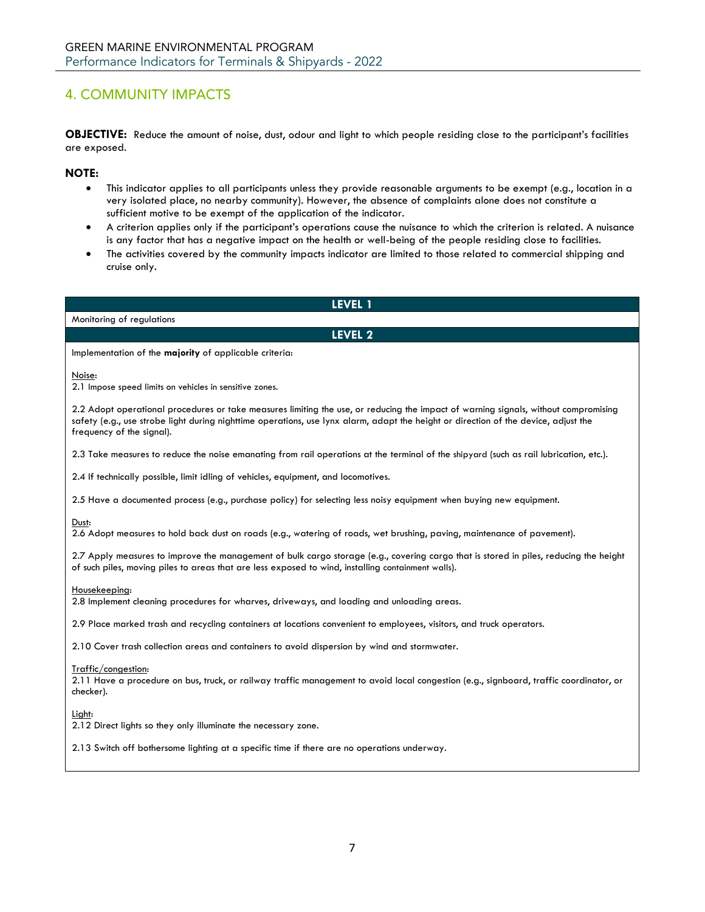## 4. COMMUNITY IMPACTS

**OBJECTIVE:** Reduce the amount of noise, dust, odour and light to which people residing close to the participant's facilities are exposed.

**NOTE:**

- This indicator applies to all participants unless they provide reasonable arguments to be exempt (e.g., location in a very isolated place, no nearby community). However, the absence of complaints alone does not constitute a sufficient motive to be exempt of the application of the indicator.
- A criterion applies only if the participant's operations cause the nuisance to which the criterion is related. A nuisance is any factor that has a negative impact on the health or well-being of the people residing close to facilities.
- The activities covered by the community impacts indicator are limited to those related to commercial shipping and cruise only.

### LEVEL 1

Monitoring of regulations

### LEVEL 2

Implementation of the **majority** of applicable criteria:

Noise:

2.1 Impose speed limits on vehicles in sensitive zones.

2.2 Adopt operational procedures or take measures limiting the use, or reducing the impact of warning signals, without compromising safety (e.g., use strobe light during nighttime operations, use lynx alarm, adapt the height or direction of the device, adjust the frequency of the signal).

2.3 Take measures to reduce the noise emanating from rail operations at the terminal of the shipyard (such as rail lubrication, etc.).

2.4 If technically possible, limit idling of vehicles, equipment, and locomotives.

2.5 Have a documented process (e.g., purchase policy) for selecting less noisy equipment when buying new equipment.

Dust:

2.6 Adopt measures to hold back dust on roads (e.g., watering of roads, wet brushing, paving, maintenance of pavement).

2.7 Apply measures to improve the management of bulk cargo storage (e.g., covering cargo that is stored in piles, reducing the height of such piles, moving piles to areas that are less exposed to wind, installing containment walls).

Housekeeping:

2.8 Implement cleaning procedures for wharves, driveways, and loading and unloading areas.

2.9 Place marked trash and recycling containers at locations convenient to employees, visitors, and truck operators.

2.10 Cover trash collection areas and containers to avoid dispersion by wind and stormwater.

Traffic/congestion:

2.11 Have a procedure on bus, truck, or railway traffic management to avoid local congestion (e.g., signboard, traffic coordinator, or checker).

Light:

2.12 Direct lights so they only illuminate the necessary zone.

2.13 Switch off bothersome lighting at a specific time if there are no operations underway.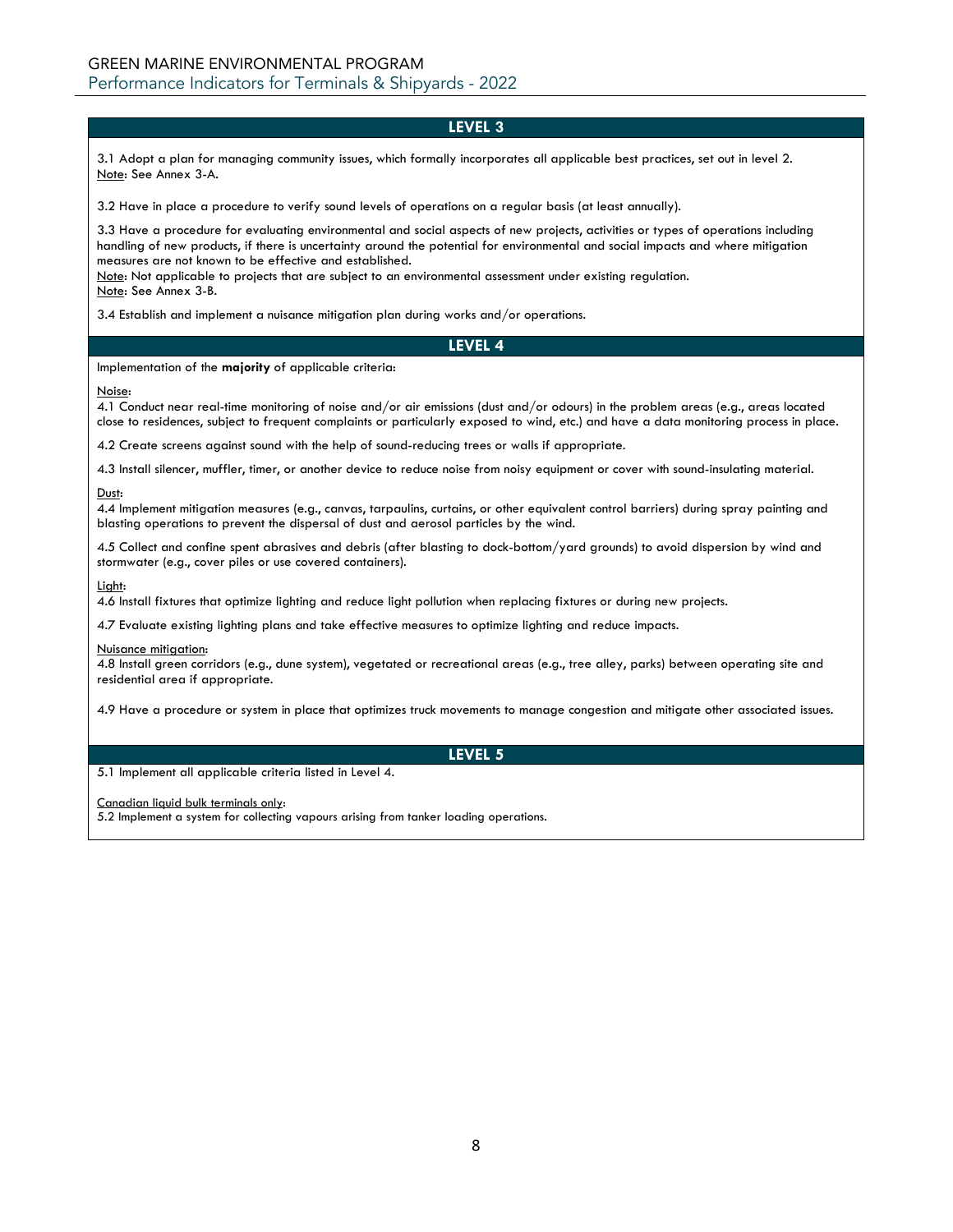## LEVEL 3

3.1 Adopt a plan for managing community issues, which formally incorporates all applicable best practices, set out in level 2.
Note: See Annex 3-A.

3.2 Have in place a procedure to verify sound levels of operations on a regular basis (at least annually).

3.3 Have a procedure for evaluating environmental and social aspects of new projects, activities or types of operations including handling of new products, if there is uncertainty around the potential for environmental and social impacts and where mitigation measures are not known to be effective and established.
Note: Not applicable to projects that are subject to an environmental assessment under existing regulation.
Note: See Annex 3-B.

3.4 Establish and implement a nuisance mitigation plan during works and/or operations.

## LEVEL 4

Implementation of the **majority** of applicable criteria:

Noise:
4.1 Conduct near real-time monitoring of noise and/or air emissions (dust and/or odours) in the problem areas (e.g., areas located close to residences, subject to frequent complaints or particularly exposed to wind, etc.) and have a data monitoring process in place.

4.2 Create screens against sound with the help of sound-reducing trees or walls if appropriate.

4.3 Install silencer, muffler, timer, or another device to reduce noise from noisy equipment or cover with sound-insulating material.

Dust:
4.4 Implement mitigation measures (e.g., canvas, tarpaulins, curtains, or other equivalent control barriers) during spray painting and blasting operations to prevent the dispersal of dust and aerosol particles by the wind.

4.5 Collect and confine spent abrasives and debris (after blasting to dock-bottom/yard grounds) to avoid dispersion by wind and stormwater (e.g., cover piles or use covered containers).

Light:
4.6 Install fixtures that optimize lighting and reduce light pollution when replacing fixtures or during new projects.

4.7 Evaluate existing lighting plans and take effective measures to optimize lighting and reduce impacts.

Nuisance mitigation:
4.8 Install green corridors (e.g., dune system), vegetated or recreational areas (e.g., tree alley, parks) between operating site and residential area if appropriate.

4.9 Have a procedure or system in place that optimizes truck movements to manage congestion and mitigate other associated issues.

## LEVEL 5

5.1 Implement all applicable criteria listed in Level 4.

Canadian liquid bulk terminals only:
5.2 Implement a system for collecting vapours arising from tanker loading operations.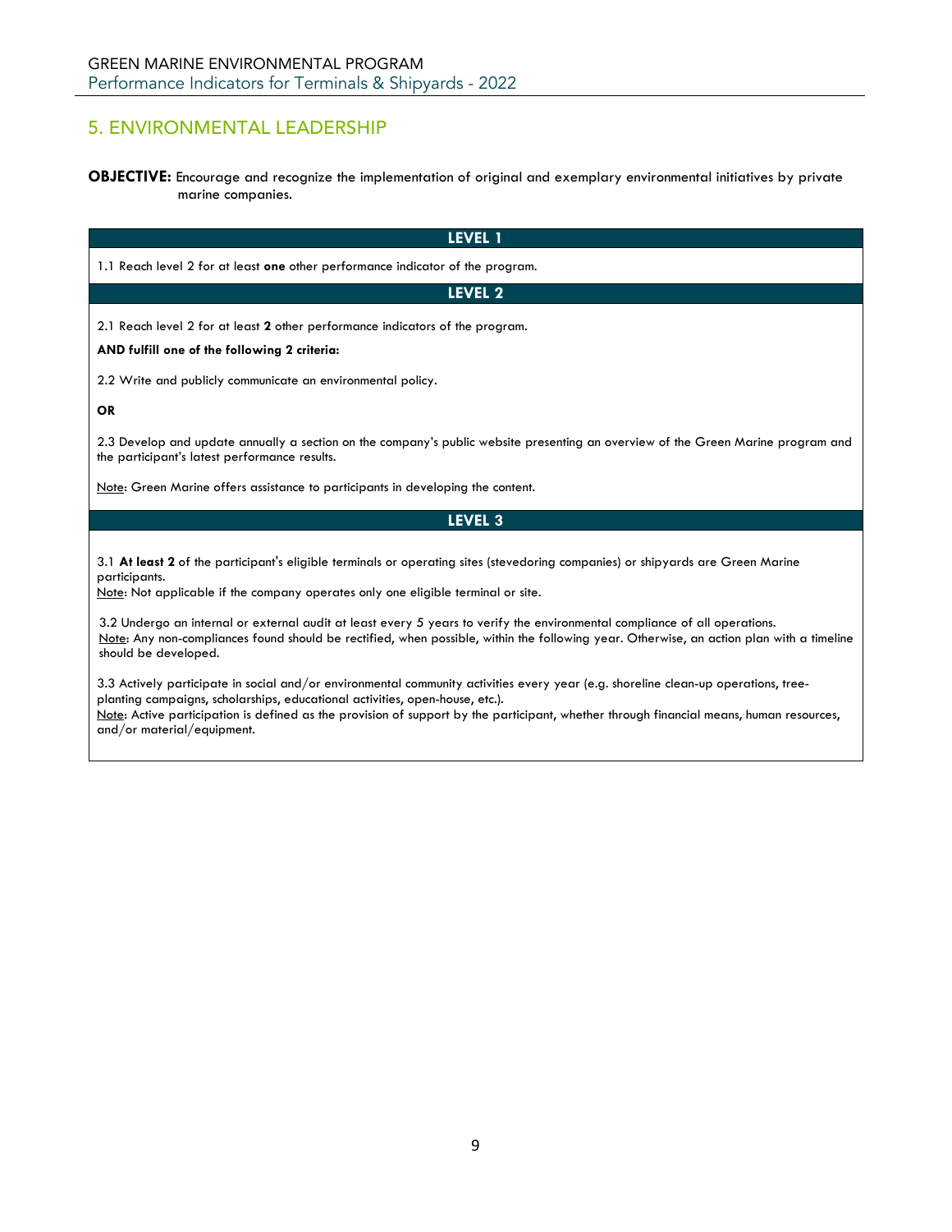## 5. ENVIRONMENTAL LEADERSHIP

**OBJECTIVE:** Encourage and recognize the implementation of original and exemplary environmental initiatives by private marine companies.

### LEVEL 1

1.1 Reach level 2 for at least **one** other performance indicator of the program.

### LEVEL 2

2.1 Reach level 2 for at least **2** other performance indicators of the program.

**AND fulfill one of the following 2 criteria:**

2.2 Write and publicly communicate an environmental policy.

**OR**

2.3 Develop and update annually a section on the company's public website presenting an overview of the Green Marine program and the participant's latest performance results.

Note: Green Marine offers assistance to participants in developing the content.

### LEVEL 3

3.1 **At least 2** of the participant's eligible terminals or operating sites (stevedoring companies) or shipyards are Green Marine participants.
Note: Not applicable if the company operates only one eligible terminal or site.

3.2 Undergo an internal or external audit at least every 5 years to verify the environmental compliance of all operations.
Note: Any non-compliances found should be rectified, when possible, within the following year. Otherwise, an action plan with a timeline should be developed.

3.3 Actively participate in social and/or environmental community activities every year (e.g. shoreline clean-up operations, tree-planting campaigns, scholarships, educational activities, open-house, etc.).
Note: Active participation is defined as the provision of support by the participant, whether through financial means, human resources, and/or material/equipment.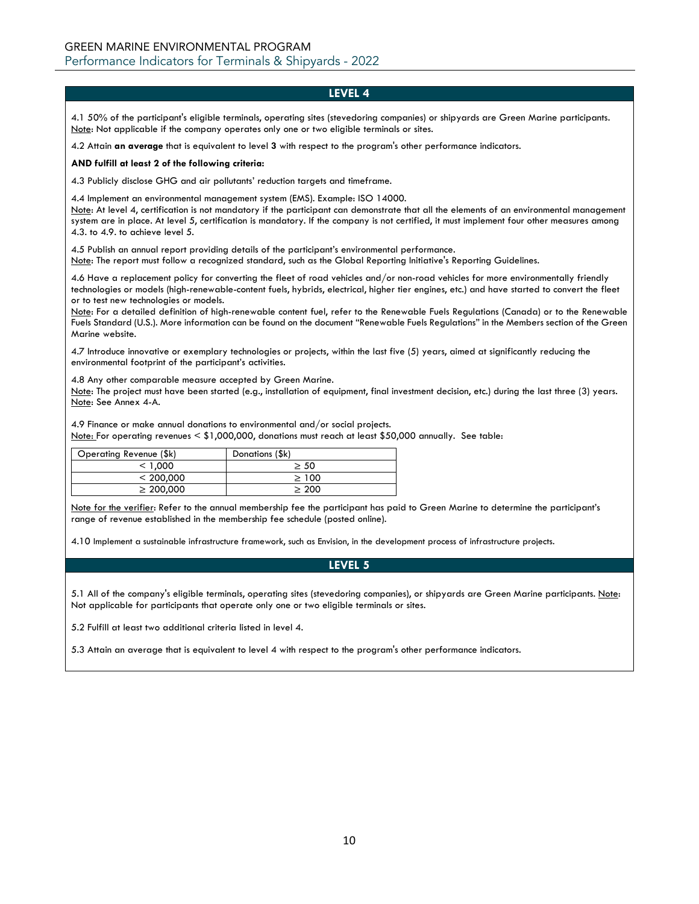## LEVEL 4

4.1 50% of the participant's eligible terminals, operating sites (stevedoring companies) or shipyards are Green Marine participants.
Note: Not applicable if the company operates only one or two eligible terminals or sites.

4.2 Attain **an average** that is equivalent to level **3** with respect to the program's other performance indicators.

**AND fulfill at least 2 of the following criteria:**

4.3 Publicly disclose GHG and air pollutants' reduction targets and timeframe.

4.4 Implement an environmental management system (EMS). Example: ISO 14000.
Note: At level 4, certification is not mandatory if the participant can demonstrate that all the elements of an environmental management system are in place. At level 5, certification is mandatory. If the company is not certified, it must implement four other measures among 4.3. to 4.9. to achieve level 5.

4.5 Publish an annual report providing details of the participant's environmental performance.
Note: The report must follow a recognized standard, such as the Global Reporting Initiative's Reporting Guidelines.

4.6 Have a replacement policy for converting the fleet of road vehicles and/or non-road vehicles for more environmentally friendly technologies or models (high-renewable-content fuels, hybrids, electrical, higher tier engines, etc.) and have started to convert the fleet or to test new technologies or models.
Note: For a detailed definition of high-renewable content fuel, refer to the Renewable Fuels Regulations (Canada) or to the Renewable Fuels Standard (U.S.). More information can be found on the document "Renewable Fuels Regulations" in the Members section of the Green Marine website.

4.7 Introduce innovative or exemplary technologies or projects, within the last five (5) years, aimed at significantly reducing the environmental footprint of the participant's activities.

4.8 Any other comparable measure accepted by Green Marine.
Note: The project must have been started (e.g., installation of equipment, final investment decision, etc.) during the last three (3) years.
Note: See Annex 4-A.

4.9 Finance or make annual donations to environmental and/or social projects.
Note: For operating revenues < $1,000,000, donations must reach at least $50,000 annually. See table:

| Operating Revenue ($k) | Donations ($k) |
|---|---|
| < 1,000 | ≥ 50 |
| < 200,000 | ≥ 100 |
| ≥ 200,000 | ≥ 200 |

Note for the verifier: Refer to the annual membership fee the participant has paid to Green Marine to determine the participant's range of revenue established in the membership fee schedule (posted online).

4.10 Implement a sustainable infrastructure framework, such as Envision, in the development process of infrastructure projects.

## LEVEL 5

5.1 All of the company's eligible terminals, operating sites (stevedoring companies), or shipyards are Green Marine participants. Note: Not applicable for participants that operate only one or two eligible terminals or sites.

5.2 Fulfill at least two additional criteria listed in level 4.

5.3 Attain an average that is equivalent to level 4 with respect to the program's other performance indicators.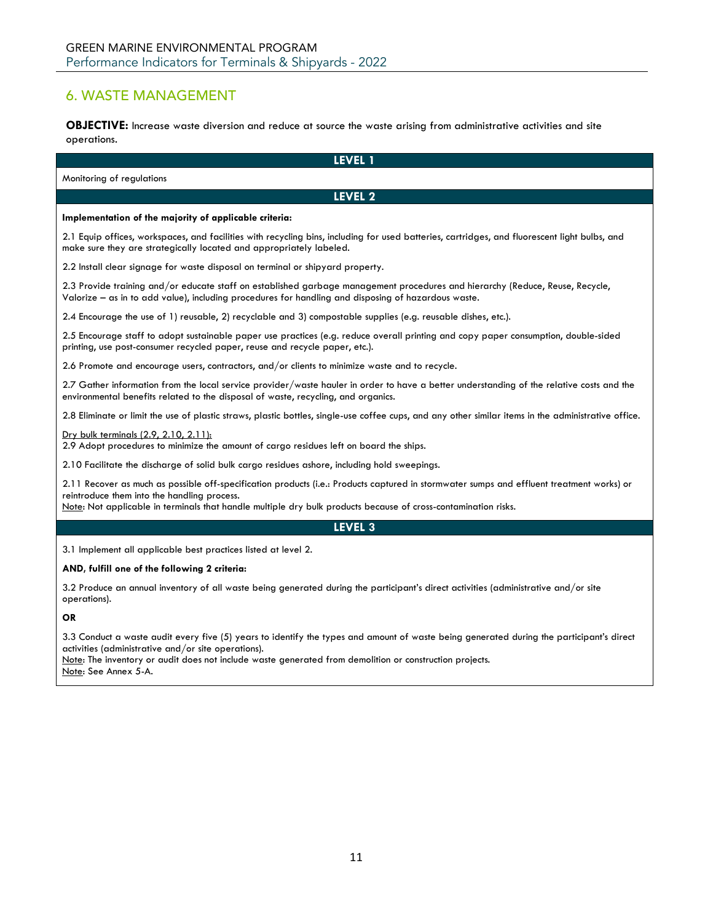## 6. WASTE MANAGEMENT

**OBJECTIVE:** Increase waste diversion and reduce at source the waste arising from administrative activities and site operations.

### LEVEL 1

Monitoring of regulations

### LEVEL 2

**Implementation of the majority of applicable criteria:**

2.1 Equip offices, workspaces, and facilities with recycling bins, including for used batteries, cartridges, and fluorescent light bulbs, and make sure they are strategically located and appropriately labeled.

2.2 Install clear signage for waste disposal on terminal or shipyard property.

2.3 Provide training and/or educate staff on established garbage management procedures and hierarchy (Reduce, Reuse, Recycle, Valorize – as in to add value), including procedures for handling and disposing of hazardous waste.

2.4 Encourage the use of 1) reusable, 2) recyclable and 3) compostable supplies (e.g. reusable dishes, etc.).

2.5 Encourage staff to adopt sustainable paper use practices (e.g. reduce overall printing and copy paper consumption, double-sided printing, use post-consumer recycled paper, reuse and recycle paper, etc.).

2.6 Promote and encourage users, contractors, and/or clients to minimize waste and to recycle.

2.7 Gather information from the local service provider/waste hauler in order to have a better understanding of the relative costs and the environmental benefits related to the disposal of waste, recycling, and organics.

2.8 Eliminate or limit the use of plastic straws, plastic bottles, single-use coffee cups, and any other similar items in the administrative office.

Dry bulk terminals (2.9, 2.10, 2.11):
2.9 Adopt procedures to minimize the amount of cargo residues left on board the ships.

2.10 Facilitate the discharge of solid bulk cargo residues ashore, including hold sweepings.

2.11 Recover as much as possible off-specification products (i.e.: Products captured in stormwater sumps and effluent treatment works) or reintroduce them into the handling process.
Note: Not applicable in terminals that handle multiple dry bulk products because of cross-contamination risks.

### LEVEL 3

3.1 Implement all applicable best practices listed at level 2.

**AND, fulfill one of the following 2 criteria:**

3.2 Produce an annual inventory of all waste being generated during the participant's direct activities (administrative and/or site operations).

**OR**

3.3 Conduct a waste audit every five (5) years to identify the types and amount of waste being generated during the participant's direct activities (administrative and/or site operations).
Note: The inventory or audit does not include waste generated from demolition or construction projects.
Note: See Annex 5-A.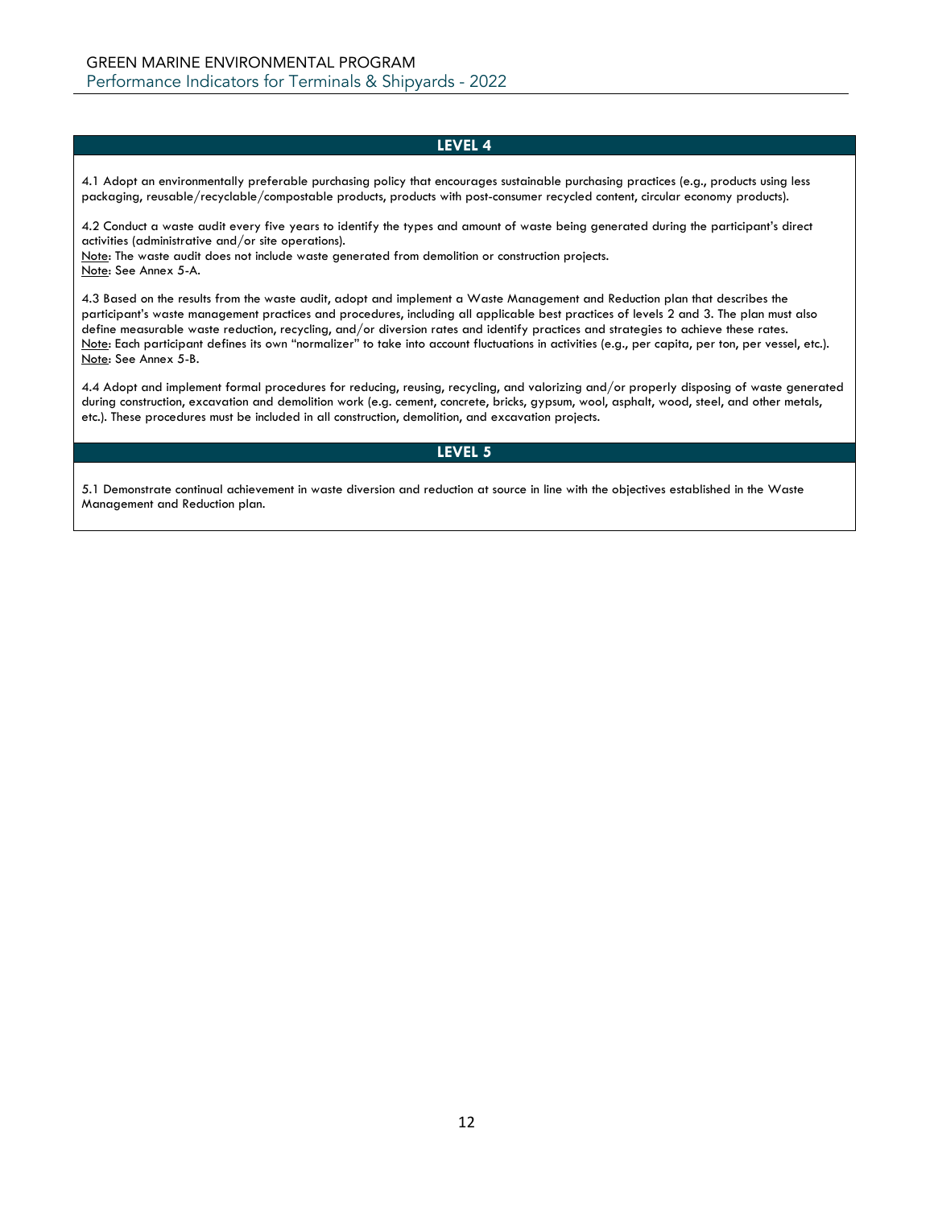## LEVEL 4

4.1 Adopt an environmentally preferable purchasing policy that encourages sustainable purchasing practices (e.g., products using less packaging, reusable/recyclable/compostable products, products with post-consumer recycled content, circular economy products).

4.2 Conduct a waste audit every five years to identify the types and amount of waste being generated during the participant's direct activities (administrative and/or site operations).
Note: The waste audit does not include waste generated from demolition or construction projects.
Note: See Annex 5-A.

4.3 Based on the results from the waste audit, adopt and implement a Waste Management and Reduction plan that describes the participant's waste management practices and procedures, including all applicable best practices of levels 2 and 3. The plan must also define measurable waste reduction, recycling, and/or diversion rates and identify practices and strategies to achieve these rates.
Note: Each participant defines its own "normalizer" to take into account fluctuations in activities (e.g., per capita, per ton, per vessel, etc.).
Note: See Annex 5-B.

4.4 Adopt and implement formal procedures for reducing, reusing, recycling, and valorizing and/or properly disposing of waste generated during construction, excavation and demolition work (e.g. cement, concrete, bricks, gypsum, wool, asphalt, wood, steel, and other metals, etc.). These procedures must be included in all construction, demolition, and excavation projects.

## LEVEL 5

5.1 Demonstrate continual achievement in waste diversion and reduction at source in line with the objectives established in the Waste Management and Reduction plan.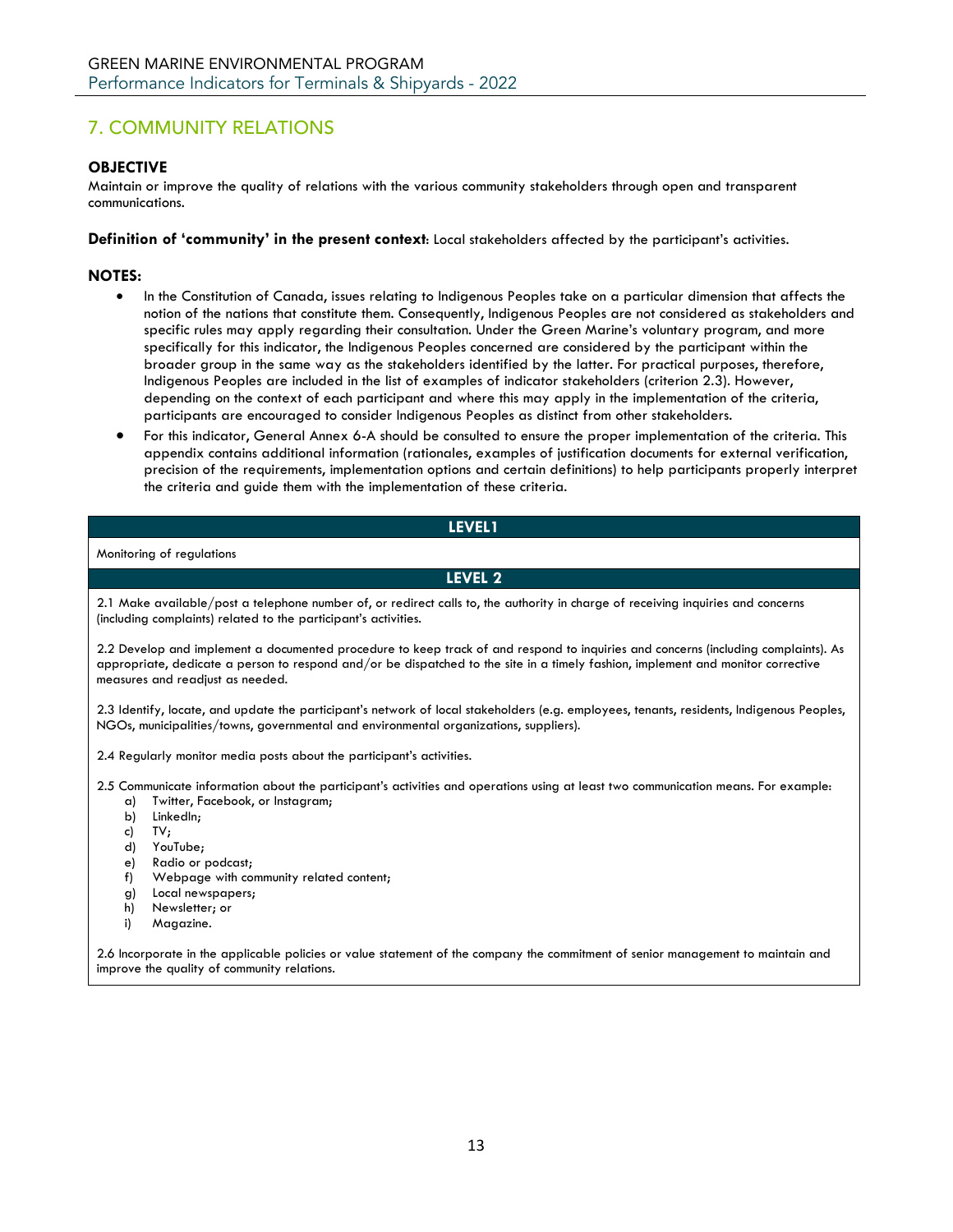# 7. COMMUNITY RELATIONS

**OBJECTIVE**
Maintain or improve the quality of relations with the various community stakeholders through open and transparent communications.

**Definition of 'community' in the present context**: Local stakeholders affected by the participant's activities.

**NOTES:**

- In the Constitution of Canada, issues relating to Indigenous Peoples take on a particular dimension that affects the notion of the nations that constitute them. Consequently, Indigenous Peoples are not considered as stakeholders and specific rules may apply regarding their consultation. Under the Green Marine's voluntary program, and more specifically for this indicator, the Indigenous Peoples concerned are considered by the participant within the broader group in the same way as the stakeholders identified by the latter. For practical purposes, therefore, Indigenous Peoples are included in the list of examples of indicator stakeholders (criterion 2.3). However, depending on the context of each participant and where this may apply in the implementation of the criteria, participants are encouraged to consider Indigenous Peoples as distinct from other stakeholders.
- For this indicator, General Annex 6-A should be consulted to ensure the proper implementation of the criteria. This appendix contains additional information (rationales, examples of justification documents for external verification, precision of the requirements, implementation options and certain definitions) to help participants properly interpret the criteria and guide them with the implementation of these criteria.

| LEVEL1 |
| --- |
| Monitoring of regulations |
| **LEVEL 2** |
| 2.1 Make available/post a telephone number of, or redirect calls to, the authority in charge of receiving inquiries and concerns (including complaints) related to the participant's activities.<br><br>2.2 Develop and implement a documented procedure to keep track of and respond to inquiries and concerns (including complaints). As appropriate, dedicate a person to respond and/or be dispatched to the site in a timely fashion, implement and monitor corrective measures and readjust as needed.<br><br>2.3 Identify, locate, and update the participant's network of local stakeholders (e.g. employees, tenants, residents, Indigenous Peoples, NGOs, municipalities/towns, governmental and environmental organizations, suppliers).<br><br>2.4 Regularly monitor media posts about the participant's activities.<br><br>2.5 Communicate information about the participant's activities and operations using at least two communication means. For example:<br>a) Twitter, Facebook, or Instagram;<br>b) LinkedIn;<br>c) TV;<br>d) YouTube;<br>e) Radio or podcast;<br>f) Webpage with community related content;<br>g) Local newspapers;<br>h) Newsletter; or<br>i) Magazine.<br><br>2.6 Incorporate in the applicable policies or value statement of the company the commitment of senior management to maintain and improve the quality of community relations. |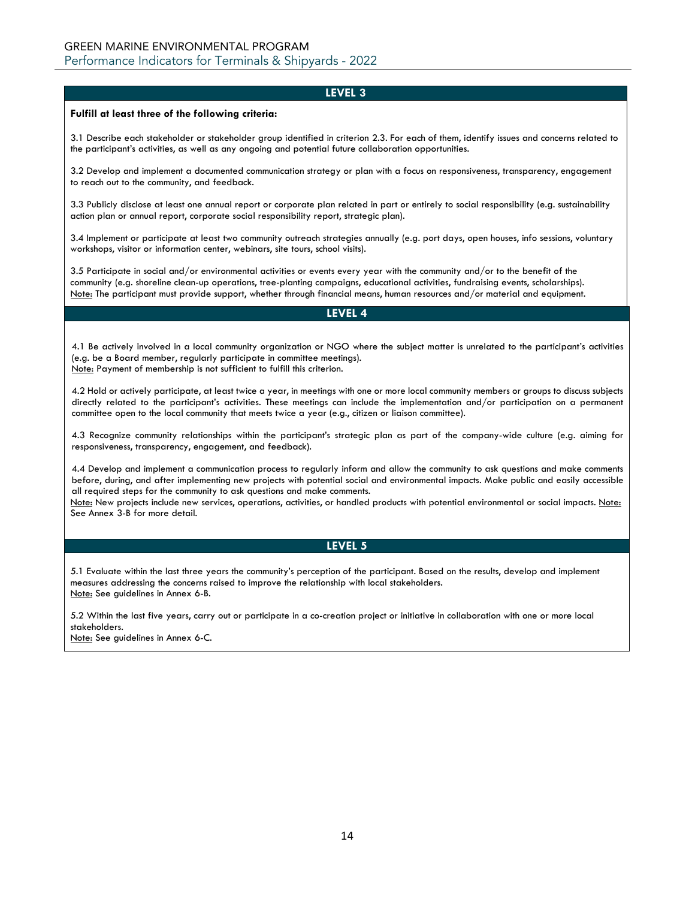## LEVEL 3

**Fulfill at least three of the following criteria:**

3.1 Describe each stakeholder or stakeholder group identified in criterion 2.3. For each of them, identify issues and concerns related to the participant's activities, as well as any ongoing and potential future collaboration opportunities.

3.2 Develop and implement a documented communication strategy or plan with a focus on responsiveness, transparency, engagement to reach out to the community, and feedback.

3.3 Publicly disclose at least one annual report or corporate plan related in part or entirely to social responsibility (e.g. sustainability action plan or annual report, corporate social responsibility report, strategic plan).

3.4 Implement or participate at least two community outreach strategies annually (e.g. port days, open houses, info sessions, voluntary workshops, visitor or information center, webinars, site tours, school visits).

3.5 Participate in social and/or environmental activities or events every year with the community and/or to the benefit of the community (e.g. shoreline clean-up operations, tree-planting campaigns, educational activities, fundraising events, scholarships).
Note: The participant must provide support, whether through financial means, human resources and/or material and equipment.

## LEVEL 4

4.1 Be actively involved in a local community organization or NGO where the subject matter is unrelated to the participant's activities (e.g. be a Board member, regularly participate in committee meetings).
Note: Payment of membership is not sufficient to fulfill this criterion.

4.2 Hold or actively participate, at least twice a year, in meetings with one or more local community members or groups to discuss subjects directly related to the participant's activities. These meetings can include the implementation and/or participation on a permanent committee open to the local community that meets twice a year (e.g., citizen or liaison committee).

4.3 Recognize community relationships within the participant's strategic plan as part of the company-wide culture (e.g. aiming for responsiveness, transparency, engagement, and feedback).

4.4 Develop and implement a communication process to regularly inform and allow the community to ask questions and make comments before, during, and after implementing new projects with potential social and environmental impacts. Make public and easily accessible all required steps for the community to ask questions and make comments.
Note: New projects include new services, operations, activities, or handled products with potential environmental or social impacts. Note: See Annex 3-B for more detail.

## LEVEL 5

5.1 Evaluate within the last three years the community's perception of the participant. Based on the results, develop and implement measures addressing the concerns raised to improve the relationship with local stakeholders.
Note: See guidelines in Annex 6-B.

5.2 Within the last five years, carry out or participate in a co-creation project or initiative in collaboration with one or more local stakeholders.
Note: See guidelines in Annex 6-C.